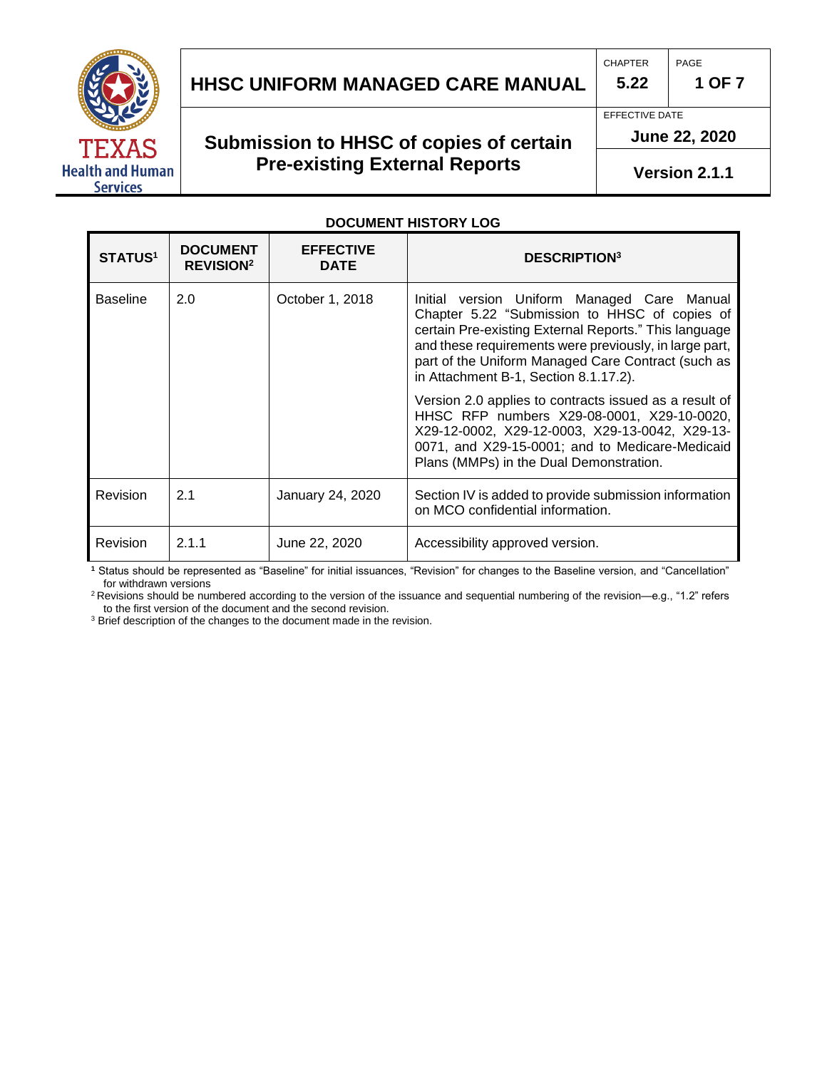# HHSC UNIFORM MANAGED CARE MANUAL

| CHAPTER | PAGE |
| --- | --- |
| 5.22 | 1 OF 7 |

## Submission to HHSC of copies of certain Pre-existing External Reports

EFFECTIVE DATE

**June 22, 2020**

**Version 2.1.1**

**DOCUMENT HISTORY LOG**

| STATUS[1] | DOCUMENT REVISION[2] | EFFECTIVE DATE | DESCRIPTION[3] |
| --- | --- | --- | --- |
| Baseline | 2.0 | October 1, 2018 | Initial version Uniform Managed Care Manual Chapter 5.22 "Submission to HHSC of copies of certain Pre-existing External Reports." This language and these requirements were previously, in large part, part of the Uniform Managed Care Contract (such as in Attachment B-1, Section 8.1.17.2).<br><br>Version 2.0 applies to contracts issued as a result of HHSC RFP numbers X29-08-0001, X29-10-0020, X29-12-0002, X29-12-0003, X29-13-0042, X29-13-0071, and X29-15-0001; and to Medicare-Medicaid Plans (MMPs) in the Dual Demonstration. |
| Revision | 2.1 | January 24, 2020 | Section IV is added to provide submission information on MCO confidential information. |
| Revision | 2.1.1 | June 22, 2020 | Accessibility approved version. |

[1] Status should be represented as "Baseline" for initial issuances, "Revision" for changes to the Baseline version, and "Cancellation" for withdrawn versions

[2] Revisions should be numbered according to the version of the issuance and sequential numbering of the revision—e.g., "1.2" refers to the first version of the document and the second revision.

[3] Brief description of the changes to the document made in the revision.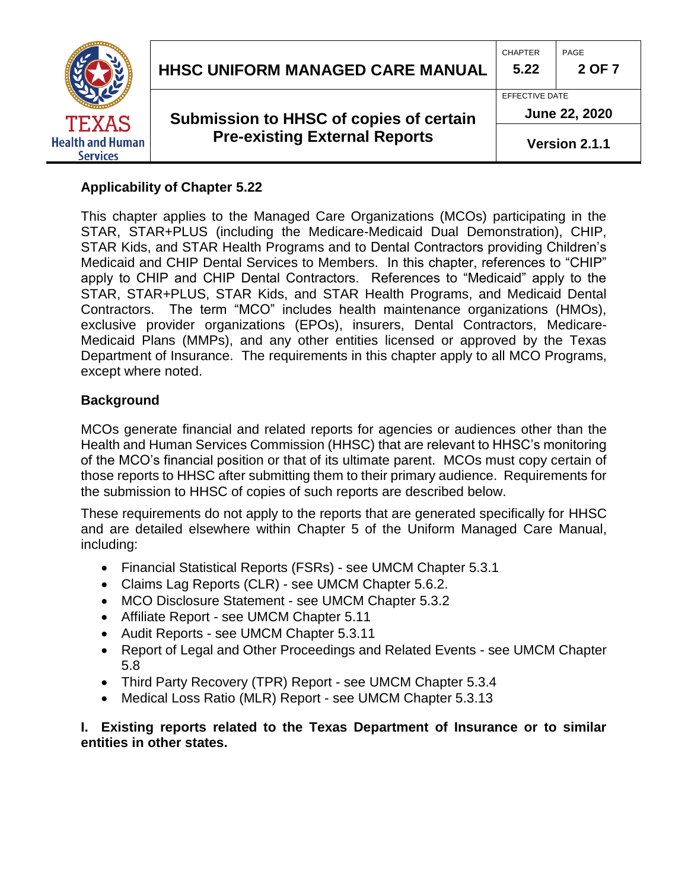**Applicability of Chapter 5.22**

This chapter applies to the Managed Care Organizations (MCOs) participating in the STAR, STAR+PLUS (including the Medicare-Medicaid Dual Demonstration), CHIP, STAR Kids, and STAR Health Programs and to Dental Contractors providing Children's Medicaid and CHIP Dental Services to Members. In this chapter, references to "CHIP" apply to CHIP and CHIP Dental Contractors. References to "Medicaid" apply to the STAR, STAR+PLUS, STAR Kids, and STAR Health Programs, and Medicaid Dental Contractors. The term "MCO" includes health maintenance organizations (HMOs), exclusive provider organizations (EPOs), insurers, Dental Contractors, Medicare-Medicaid Plans (MMPs), and any other entities licensed or approved by the Texas Department of Insurance. The requirements in this chapter apply to all MCO Programs, except where noted.

**Background**

MCOs generate financial and related reports for agencies or audiences other than the Health and Human Services Commission (HHSC) that are relevant to HHSC's monitoring of the MCO's financial position or that of its ultimate parent. MCOs must copy certain of those reports to HHSC after submitting them to their primary audience. Requirements for the submission to HHSC of copies of such reports are described below.

These requirements do not apply to the reports that are generated specifically for HHSC and are detailed elsewhere within Chapter 5 of the Uniform Managed Care Manual, including:

- Financial Statistical Reports (FSRs) - see UMCM Chapter 5.3.1
- Claims Lag Reports (CLR) - see UMCM Chapter 5.6.2.
- MCO Disclosure Statement - see UMCM Chapter 5.3.2
- Affiliate Report - see UMCM Chapter 5.11
- Audit Reports - see UMCM Chapter 5.3.11
- Report of Legal and Other Proceedings and Related Events - see UMCM Chapter 5.8
- Third Party Recovery (TPR) Report - see UMCM Chapter 5.3.4
- Medical Loss Ratio (MLR) Report - see UMCM Chapter 5.3.13

**I. Existing reports related to the Texas Department of Insurance or to similar entities in other states.**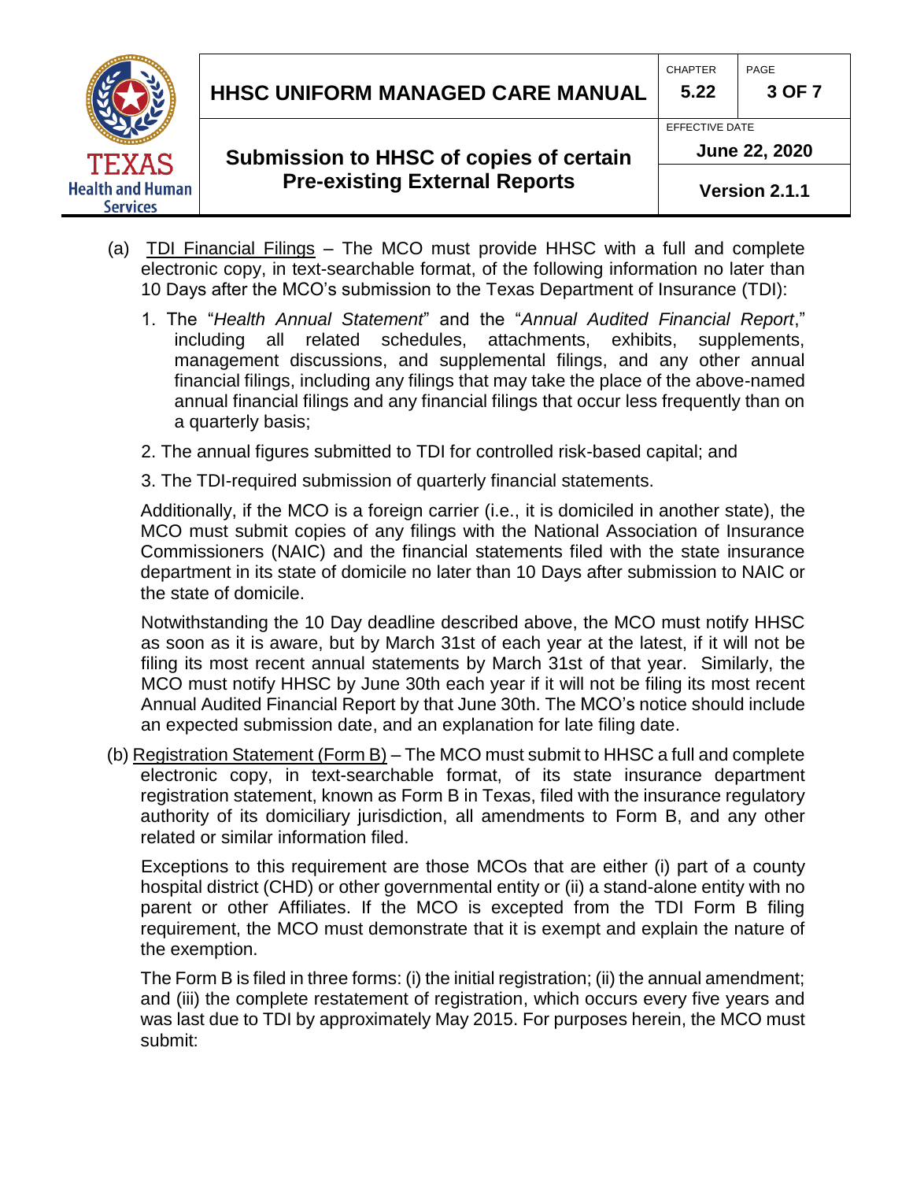(a) <u>TDI Financial Filings</u> – The MCO must provide HHSC with a full and complete electronic copy, in text-searchable format, of the following information no later than 10 Days after the MCO's submission to the Texas Department of Insurance (TDI):

1. The "*Health Annual Statement*" and the "*Annual Audited Financial Report*," including all related schedules, attachments, exhibits, supplements, management discussions, and supplemental filings, and any other annual financial filings, including any filings that may take the place of the above-named annual financial filings and any financial filings that occur less frequently than on a quarterly basis;
2. The annual figures submitted to TDI for controlled risk-based capital; and
3. The TDI-required submission of quarterly financial statements.

Additionally, if the MCO is a foreign carrier (i.e., it is domiciled in another state), the MCO must submit copies of any filings with the National Association of Insurance Commissioners (NAIC) and the financial statements filed with the state insurance department in its state of domicile no later than 10 Days after submission to NAIC or the state of domicile.

Notwithstanding the 10 Day deadline described above, the MCO must notify HHSC as soon as it is aware, but by March 31st of each year at the latest, if it will not be filing its most recent annual statements by March 31st of that year. Similarly, the MCO must notify HHSC by June 30th each year if it will not be filing its most recent Annual Audited Financial Report by that June 30th. The MCO's notice should include an expected submission date, and an explanation for late filing date.

(b) <u>Registration Statement (Form B)</u> – The MCO must submit to HHSC a full and complete electronic copy, in text-searchable format, of its state insurance department registration statement, known as Form B in Texas, filed with the insurance regulatory authority of its domiciliary jurisdiction, all amendments to Form B, and any other related or similar information filed.

Exceptions to this requirement are those MCOs that are either (i) part of a county hospital district (CHD) or other governmental entity or (ii) a stand-alone entity with no parent or other Affiliates. If the MCO is excepted from the TDI Form B filing requirement, the MCO must demonstrate that it is exempt and explain the nature of the exemption.

The Form B is filed in three forms: (i) the initial registration; (ii) the annual amendment; and (iii) the complete restatement of registration, which occurs every five years and was last due to TDI by approximately May 2015. For purposes herein, the MCO must submit: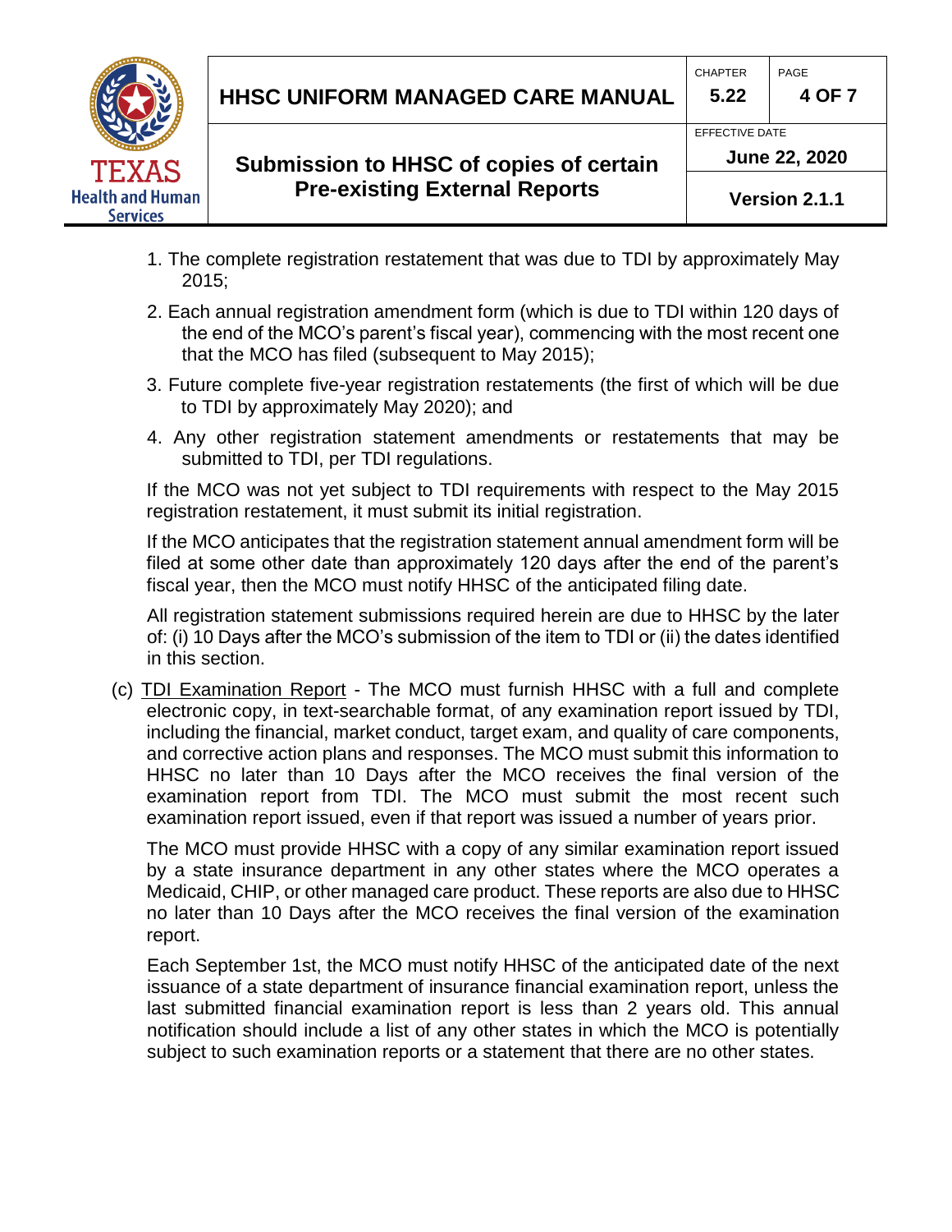1. The complete registration restatement that was due to TDI by approximately May 2015;
2. Each annual registration amendment form (which is due to TDI within 120 days of the end of the MCO's parent's fiscal year), commencing with the most recent one that the MCO has filed (subsequent to May 2015);
3. Future complete five-year registration restatements (the first of which will be due to TDI by approximately May 2020); and
4. Any other registration statement amendments or restatements that may be submitted to TDI, per TDI regulations.

If the MCO was not yet subject to TDI requirements with respect to the May 2015 registration restatement, it must submit its initial registration.

If the MCO anticipates that the registration statement annual amendment form will be filed at some other date than approximately 120 days after the end of the parent's fiscal year, then the MCO must notify HHSC of the anticipated filing date.

All registration statement submissions required herein are due to HHSC by the later of: (i) 10 Days after the MCO's submission of the item to TDI or (ii) the dates identified in this section.

(c) TDI Examination Report - The MCO must furnish HHSC with a full and complete electronic copy, in text-searchable format, of any examination report issued by TDI, including the financial, market conduct, target exam, and quality of care components, and corrective action plans and responses. The MCO must submit this information to HHSC no later than 10 Days after the MCO receives the final version of the examination report from TDI. The MCO must submit the most recent such examination report issued, even if that report was issued a number of years prior.

The MCO must provide HHSC with a copy of any similar examination report issued by a state insurance department in any other states where the MCO operates a Medicaid, CHIP, or other managed care product. These reports are also due to HHSC no later than 10 Days after the MCO receives the final version of the examination report.

Each September 1st, the MCO must notify HHSC of the anticipated date of the next issuance of a state department of insurance financial examination report, unless the last submitted financial examination report is less than 2 years old. This annual notification should include a list of any other states in which the MCO is potentially subject to such examination reports or a statement that there are no other states.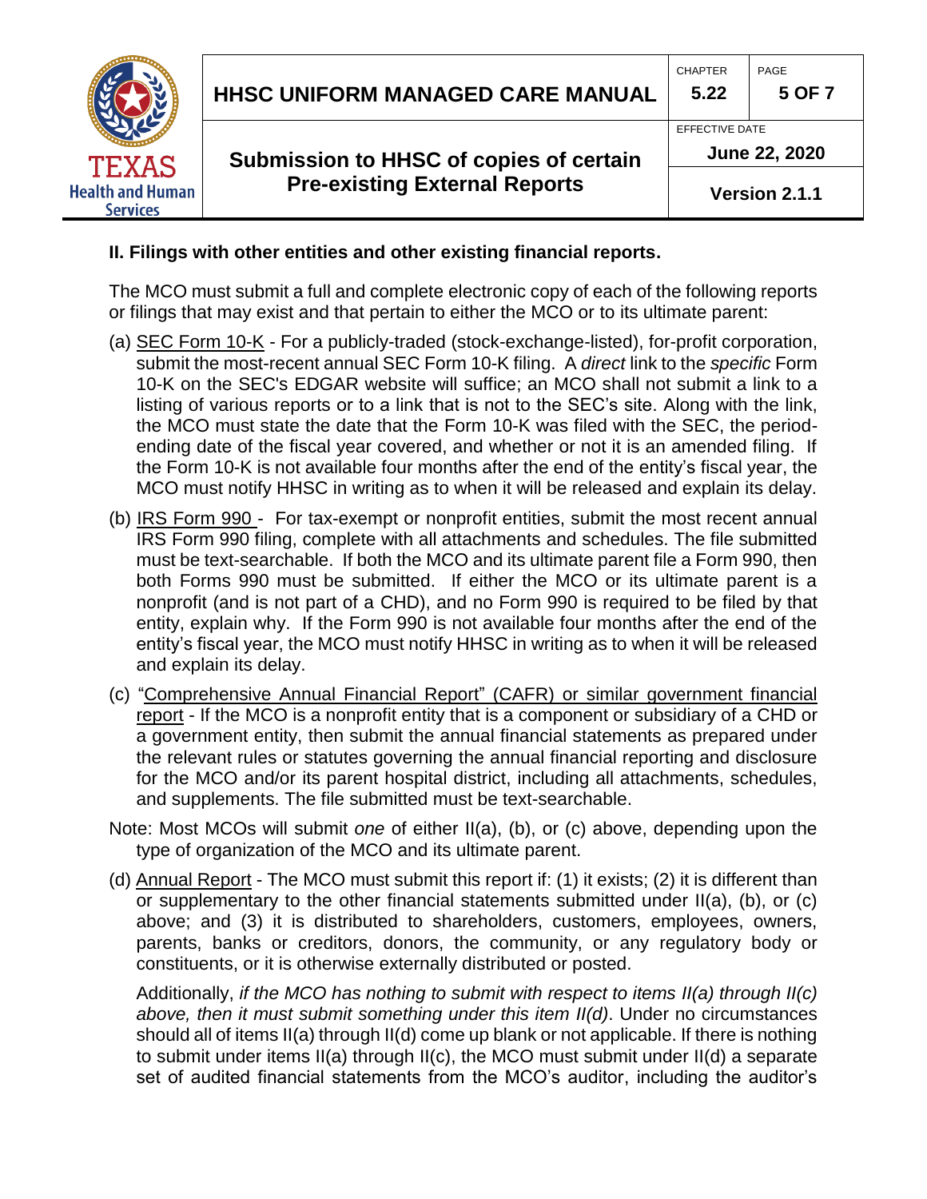**II. Filings with other entities and other existing financial reports.**

The MCO must submit a full and complete electronic copy of each of the following reports or filings that may exist and that pertain to either the MCO or to its ultimate parent:

(a) <u>SEC Form 10-K</u> - For a publicly-traded (stock-exchange-listed), for-profit corporation, submit the most-recent annual SEC Form 10-K filing. A *direct* link to the *specific* Form 10-K on the SEC's EDGAR website will suffice; an MCO shall not submit a link to a listing of various reports or to a link that is not to the SEC's site. Along with the link, the MCO must state the date that the Form 10-K was filed with the SEC, the period-ending date of the fiscal year covered, and whether or not it is an amended filing. If the Form 10-K is not available four months after the end of the entity's fiscal year, the MCO must notify HHSC in writing as to when it will be released and explain its delay.

(b) <u>IRS Form 990</u> - For tax-exempt or nonprofit entities, submit the most recent annual IRS Form 990 filing, complete with all attachments and schedules. The file submitted must be text-searchable. If both the MCO and its ultimate parent file a Form 990, then both Forms 990 must be submitted. If either the MCO or its ultimate parent is a nonprofit (and is not part of a CHD), and no Form 990 is required to be filed by that entity, explain why. If the Form 990 is not available four months after the end of the entity's fiscal year, the MCO must notify HHSC in writing as to when it will be released and explain its delay.

(c) <u>"Comprehensive Annual Financial Report" (CAFR) or similar government financial report</u> - If the MCO is a nonprofit entity that is a component or subsidiary of a CHD or a government entity, then submit the annual financial statements as prepared under the relevant rules or statutes governing the annual financial reporting and disclosure for the MCO and/or its parent hospital district, including all attachments, schedules, and supplements. The file submitted must be text-searchable.

Note: Most MCOs will submit *one* of either II(a), (b), or (c) above, depending upon the type of organization of the MCO and its ultimate parent.

(d) <u>Annual Report</u> - The MCO must submit this report if: (1) it exists; (2) it is different than or supplementary to the other financial statements submitted under II(a), (b), or (c) above; and (3) it is distributed to shareholders, customers, employees, owners, parents, banks or creditors, donors, the community, or any regulatory body or constituents, or it is otherwise externally distributed or posted.

Additionally, *if the MCO has nothing to submit with respect to items II(a) through II(c) above, then it must submit something under this item II(d)*. Under no circumstances should all of items II(a) through II(d) come up blank or not applicable. If there is nothing to submit under items II(a) through II(c), the MCO must submit under II(d) a separate set of audited financial statements from the MCO's auditor, including the auditor's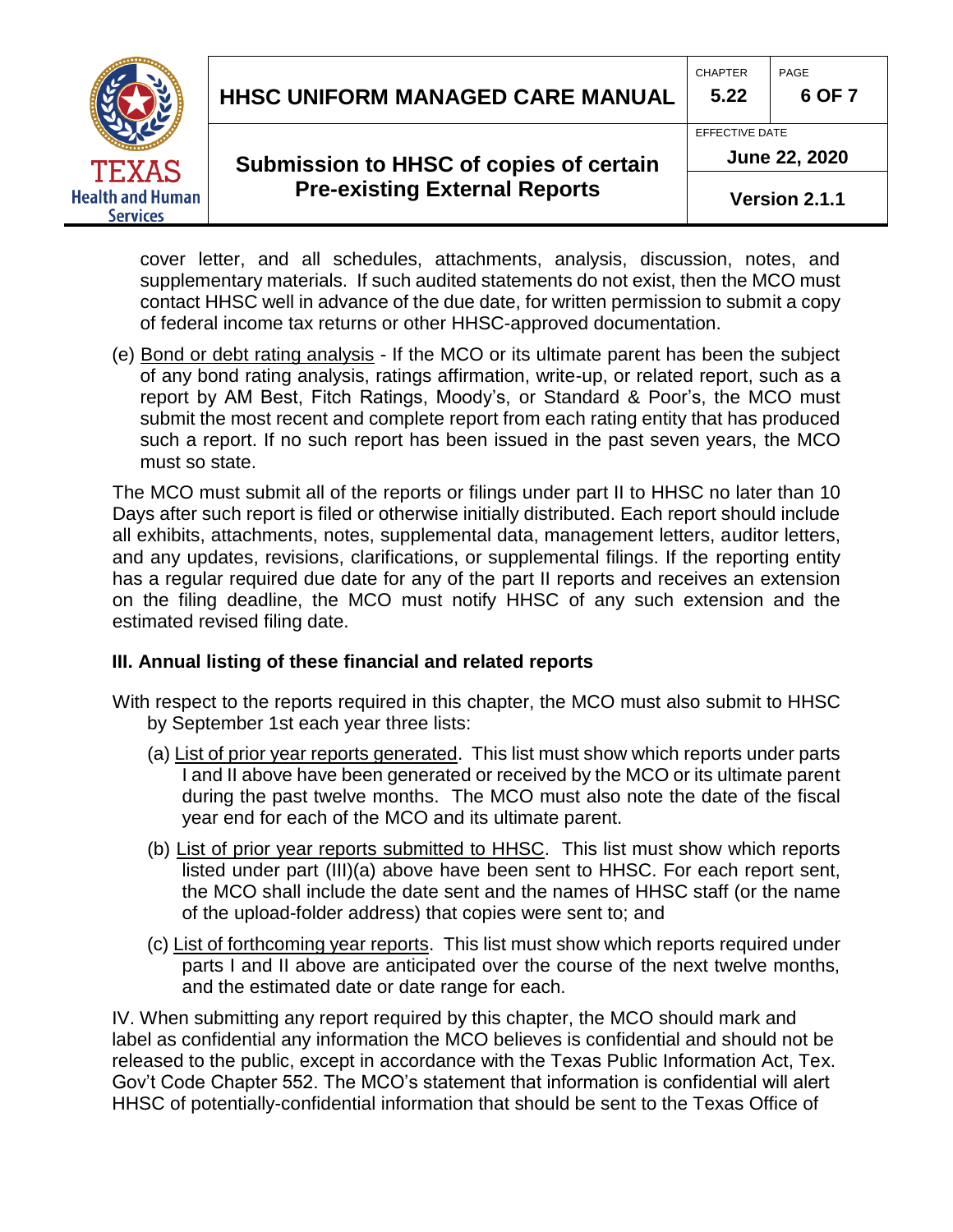cover letter, and all schedules, attachments, analysis, discussion, notes, and supplementary materials. If such audited statements do not exist, then the MCO must contact HHSC well in advance of the due date, for written permission to submit a copy of federal income tax returns or other HHSC-approved documentation.

(e) Bond or debt rating analysis - If the MCO or its ultimate parent has been the subject of any bond rating analysis, ratings affirmation, write-up, or related report, such as a report by AM Best, Fitch Ratings, Moody's, or Standard & Poor's, the MCO must submit the most recent and complete report from each rating entity that has produced such a report. If no such report has been issued in the past seven years, the MCO must so state.

The MCO must submit all of the reports or filings under part II to HHSC no later than 10 Days after such report is filed or otherwise initially distributed. Each report should include all exhibits, attachments, notes, supplemental data, management letters, auditor letters, and any updates, revisions, clarifications, or supplemental filings. If the reporting entity has a regular required due date for any of the part II reports and receives an extension on the filing deadline, the MCO must notify HHSC of any such extension and the estimated revised filing date.

**III. Annual listing of these financial and related reports**

With respect to the reports required in this chapter, the MCO must also submit to HHSC by September 1st each year three lists:

(a) List of prior year reports generated. This list must show which reports under parts I and II above have been generated or received by the MCO or its ultimate parent during the past twelve months. The MCO must also note the date of the fiscal year end for each of the MCO and its ultimate parent.

(b) List of prior year reports submitted to HHSC. This list must show which reports listed under part (III)(a) above have been sent to HHSC. For each report sent, the MCO shall include the date sent and the names of HHSC staff (or the name of the upload-folder address) that copies were sent to; and

(c) List of forthcoming year reports. This list must show which reports required under parts I and II above are anticipated over the course of the next twelve months, and the estimated date or date range for each.

IV. When submitting any report required by this chapter, the MCO should mark and label as confidential any information the MCO believes is confidential and should not be released to the public, except in accordance with the Texas Public Information Act, Tex. Gov't Code Chapter 552. The MCO's statement that information is confidential will alert HHSC of potentially-confidential information that should be sent to the Texas Office of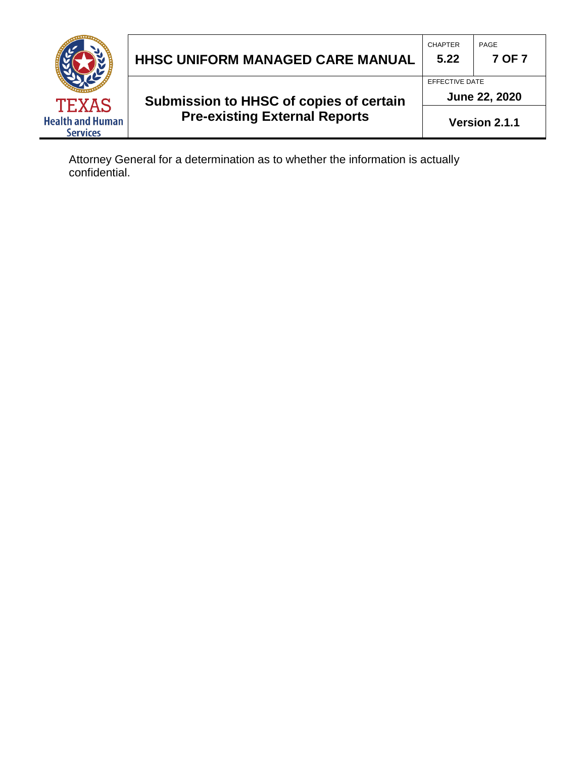Attorney General for a determination as to whether the information is actually confidential.